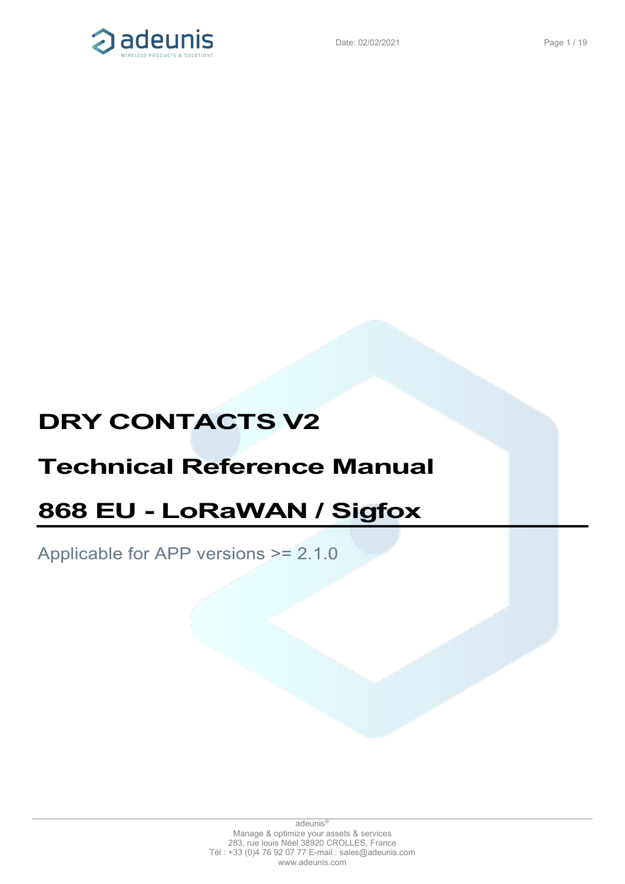# DRY CONTACTS V2

# Technical Reference Manual

# 868 EU - LoRaWAN / Sigfox

Applicable for APP versions >= 2.1.0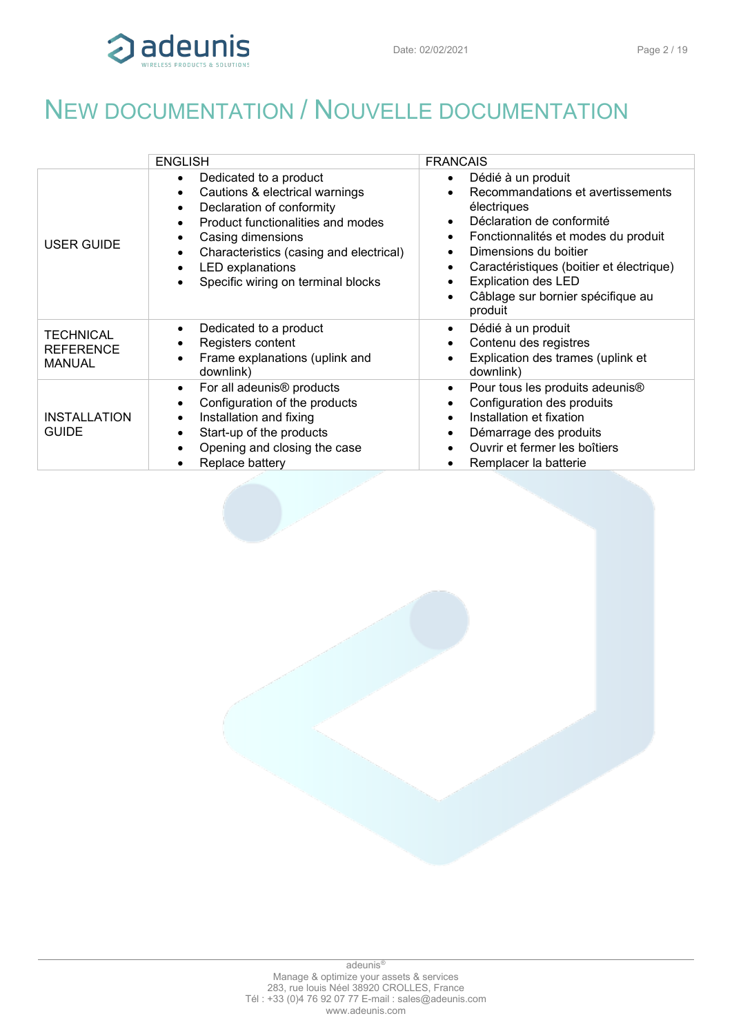# NEW DOCUMENTATION / NOUVELLE DOCUMENTATION

| | ENGLISH | FRANCAIS |
|---|---|---|
| USER GUIDE | • Dedicated to a product<br>• Cautions & electrical warnings<br>• Declaration of conformity<br>• Product functionalities and modes<br>• Casing dimensions<br>• Characteristics (casing and electrical)<br>• LED explanations<br>• Specific wiring on terminal blocks | • Dédié à un produit<br>• Recommandations et avertissements électriques<br>• Déclaration de conformité<br>• Fonctionnalités et modes du produit<br>• Dimensions du boitier<br>• Caractéristiques (boitier et électrique)<br>• Explication des LED<br>• Câblage sur bornier spécifique au produit |
| TECHNICAL REFERENCE MANUAL | • Dedicated to a product<br>• Registers content<br>• Frame explanations (uplink and downlink) | • Dédié à un produit<br>• Contenu des registres<br>• Explication des trames (uplink et downlink) |
| INSTALLATION GUIDE | • For all adeunis® products<br>• Configuration of the products<br>• Installation and fixing<br>• Start-up of the products<br>• Opening and closing the case<br>• Replace battery | • Pour tous les produits adeunis®<br>• Configuration des produits<br>• Installation et fixation<br>• Démarrage des produits<br>• Ouvrir et fermer les boîtiers<br>• Remplacer la batterie |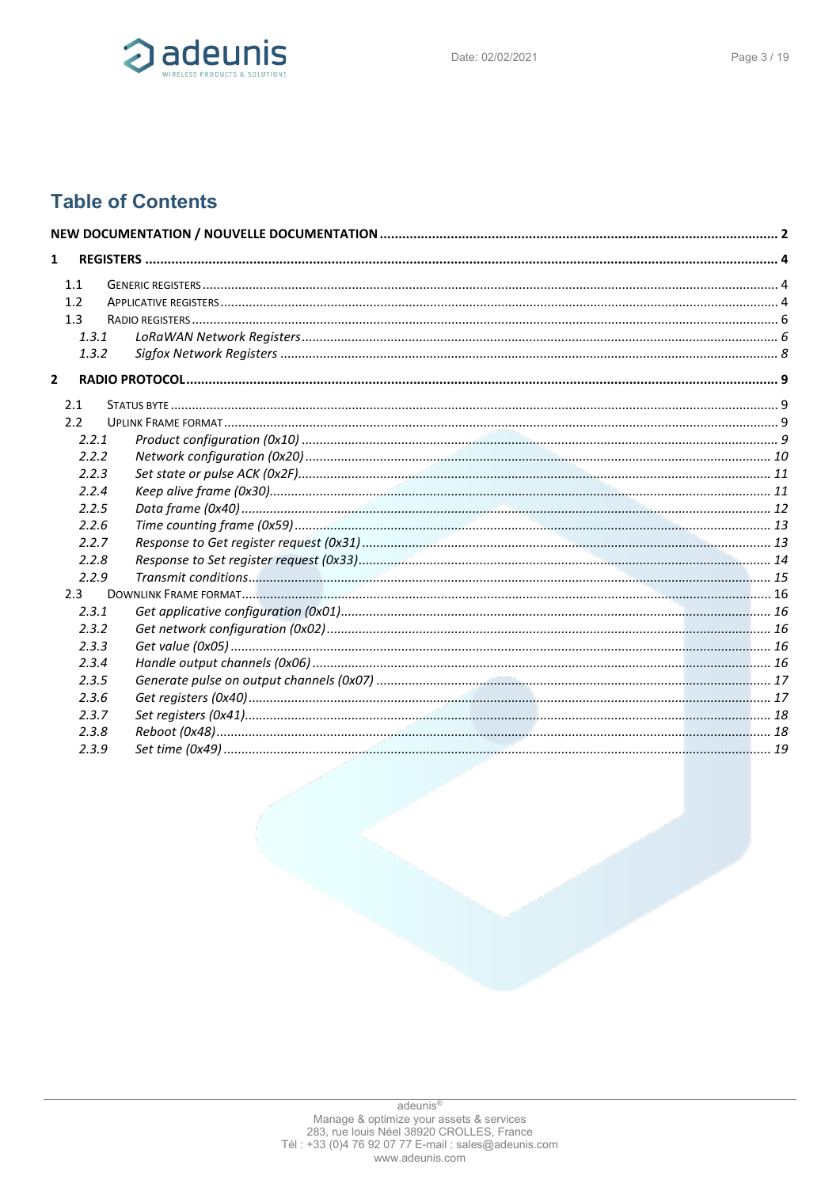# Table of Contents

**NEW DOCUMENTATION / NOUVELLE DOCUMENTATION** ........ 2

**1 REGISTERS** ........ 4

- 1.1 GENERIC REGISTERS ........ 4
- 1.2 APPLICATIVE REGISTERS ........ 4
- 1.3 RADIO REGISTERS ........ 6
  - *1.3.1 LoRaWAN Network Registers* ........ 6
  - *1.3.2 Sigfox Network Registers* ........ 8

**2 RADIO PROTOCOL** ........ 9

- 2.1 STATUS BYTE ........ 9
- 2.2 UPLINK FRAME FORMAT ........ 9
  - *2.2.1 Product configuration (0x10)* ........ 9
  - *2.2.2 Network configuration (0x20)* ........ 10
  - *2.2.3 Set state or pulse ACK (0x2F)* ........ 11
  - *2.2.4 Keep alive frame (0x30)* ........ 11
  - *2.2.5 Data frame (0x40)* ........ 12
  - *2.2.6 Time counting frame (0x59)* ........ 13
  - *2.2.7 Response to Get register request (0x31)* ........ 13
  - *2.2.8 Response to Set register request (0x33)* ........ 14
  - *2.2.9 Transmit conditions* ........ 15
- 2.3 DOWNLINK FRAME FORMAT ........ 16
  - *2.3.1 Get applicative configuration (0x01)* ........ 16
  - *2.3.2 Get network configuration (0x02)* ........ 16
  - *2.3.3 Get value (0x05)* ........ 16
  - *2.3.4 Handle output channels (0x06)* ........ 16
  - *2.3.5 Generate pulse on output channels (0x07)* ........ 17
  - *2.3.6 Get registers (0x40)* ........ 17
  - *2.3.7 Set registers (0x41)* ........ 18
  - *2.3.8 Reboot (0x48)* ........ 18
  - *2.3.9 Set time (0x49)* ........ 19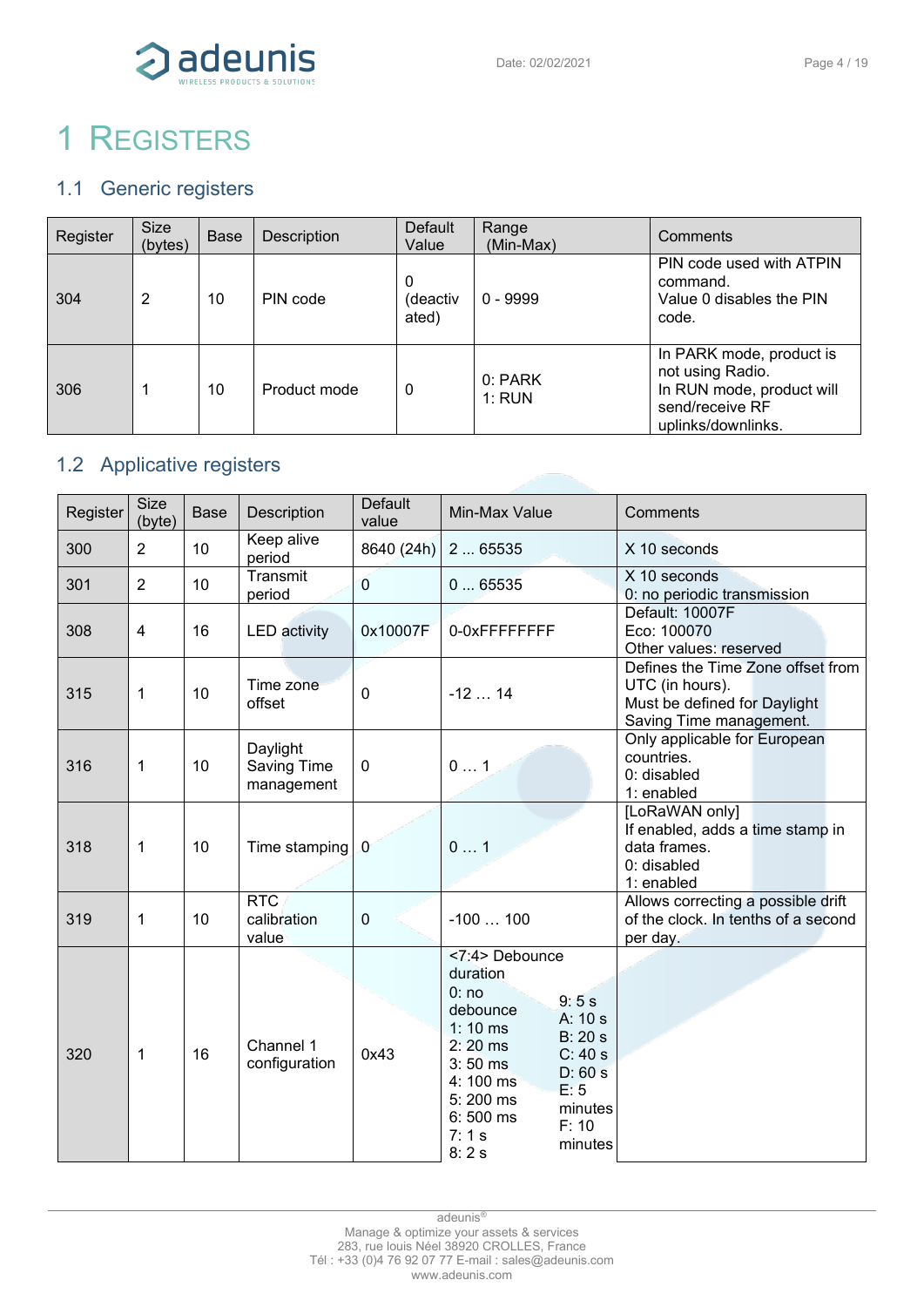# 1 Registers

## 1.1 Generic registers

| Register | Size (bytes) | Base | Description | Default Value | Range (Min-Max) | Comments |
|---|---|---|---|---|---|---|
| 304 | 2 | 10 | PIN code | 0 (deactivated) | 0 - 9999 | PIN code used with ATPIN command.<br>Value 0 disables the PIN code. |
| 306 | 1 | 10 | Product mode | 0 | 0: PARK<br>1: RUN | In PARK mode, product is not using Radio.<br>In RUN mode, product will send/receive RF uplinks/downlinks. |

## 1.2 Applicative registers

| Register | Size (byte) | Base | Description | Default value | Min-Max Value | Comments |
|---|---|---|---|---|---|---|
| 300 | 2 | 10 | Keep alive period | 8640 (24h) | 2 ... 65535 | X 10 seconds |
| 301 | 2 | 10 | Transmit period | 0 | 0 ... 65535 | X 10 seconds<br>0: no periodic transmission |
| 308 | 4 | 16 | LED activity | 0x10007F | 0-0xFFFFFFFF | Default: 10007F<br>Eco: 100070<br>Other values: reserved |
| 315 | 1 | 10 | Time zone offset | 0 | -12 … 14 | Defines the Time Zone offset from UTC (in hours).<br>Must be defined for Daylight Saving Time management. |
| 316 | 1 | 10 | Daylight Saving Time management | 0 | 0 … 1 | Only applicable for European countries.<br>0: disabled<br>1: enabled |
| 318 | 1 | 10 | Time stamping | 0 | 0 … 1 | [LoRaWAN only]<br>If enabled, adds a time stamp in data frames.<br>0: disabled<br>1: enabled |
| 319 | 1 | 10 | RTC calibration value | 0 | -100 … 100 | Allows correcting a possible drift of the clock. In tenths of a second per day. |
| 320 | 1 | 16 | Channel 1 configuration | 0x43 | <7:4> Debounce duration<br>0: no debounce<br>1: 10 ms<br>2: 20 ms<br>3: 50 ms<br>4: 100 ms<br>5: 200 ms<br>6: 500 ms<br>7: 1 s<br>8: 2 s<br>9: 5 s<br>A: 10 s<br>B: 20 s<br>C: 40 s<br>D: 60 s<br>E: 5 minutes<br>F: 10 minutes | |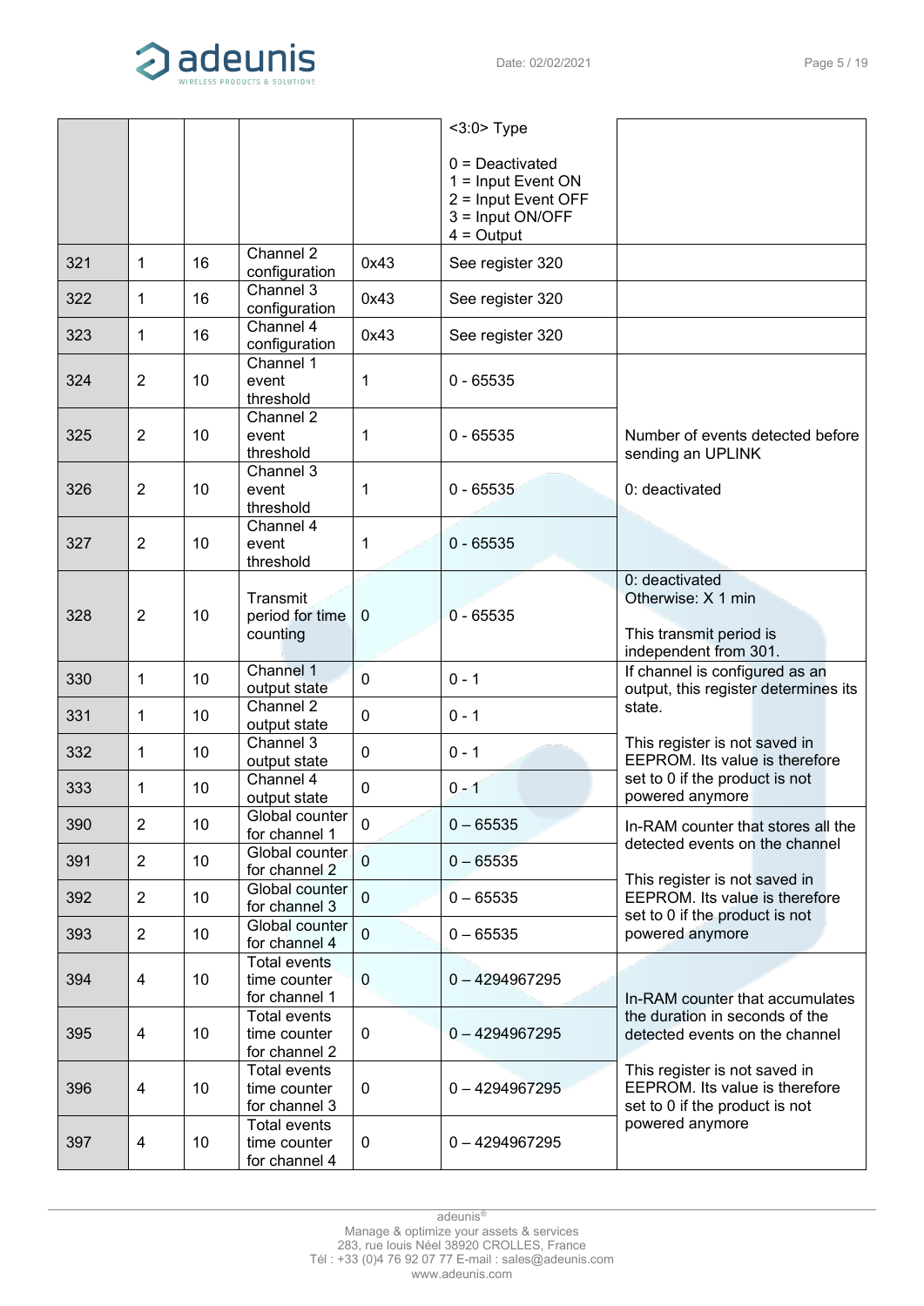| | | | | | | |
|---|---|---|---|---|---|---|
| | | | | | <3:0> Type<br><br>0 = Deactivated<br>1 = Input Event ON<br>2 = Input Event OFF<br>3 = Input ON/OFF<br>4 = Output | |
| 321 | 1 | 16 | Channel 2 configuration | 0x43 | See register 320 | |
| 322 | 1 | 16 | Channel 3 configuration | 0x43 | See register 320 | |
| 323 | 1 | 16 | Channel 4 configuration | 0x43 | See register 320 | |
| 324 | 2 | 10 | Channel 1 event threshold | 1 | 0 - 65535 | Number of events detected before sending an UPLINK<br><br>0: deactivated |
| 325 | 2 | 10 | Channel 2 event threshold | 1 | 0 - 65535 | |
| 326 | 2 | 10 | Channel 3 event threshold | 1 | 0 - 65535 | |
| 327 | 2 | 10 | Channel 4 event threshold | 1 | 0 - 65535 | |
| 328 | 2 | 10 | Transmit period for time counting | 0 | 0 - 65535 | 0: deactivated<br>Otherwise: X 1 min<br><br>This transmit period is independent from 301. |
| 330 | 1 | 10 | Channel 1 output state | 0 | 0 - 1 | If channel is configured as an output, this register determines its state.<br><br>This register is not saved in EEPROM. Its value is therefore set to 0 if the product is not powered anymore |
| 331 | 1 | 10 | Channel 2 output state | 0 | 0 - 1 | |
| 332 | 1 | 10 | Channel 3 output state | 0 | 0 - 1 | |
| 333 | 1 | 10 | Channel 4 output state | 0 | 0 - 1 | |
| 390 | 2 | 10 | Global counter for channel 1 | 0 | 0 – 65535 | In-RAM counter that stores all the detected events on the channel<br><br>This register is not saved in EEPROM. Its value is therefore set to 0 if the product is not powered anymore |
| 391 | 2 | 10 | Global counter for channel 2 | 0 | 0 – 65535 | |
| 392 | 2 | 10 | Global counter for channel 3 | 0 | 0 – 65535 | |
| 393 | 2 | 10 | Global counter for channel 4 | 0 | 0 – 65535 | |
| 394 | 4 | 10 | Total events time counter for channel 1 | 0 | 0 – 4294967295 | In-RAM counter that accumulates the duration in seconds of the detected events on the channel<br><br>This register is not saved in EEPROM. Its value is therefore set to 0 if the product is not powered anymore |
| 395 | 4 | 10 | Total events time counter for channel 2 | 0 | 0 – 4294967295 | |
| 396 | 4 | 10 | Total events time counter for channel 3 | 0 | 0 – 4294967295 | |
| 397 | 4 | 10 | Total events time counter for channel 4 | 0 | 0 – 4294967295 | |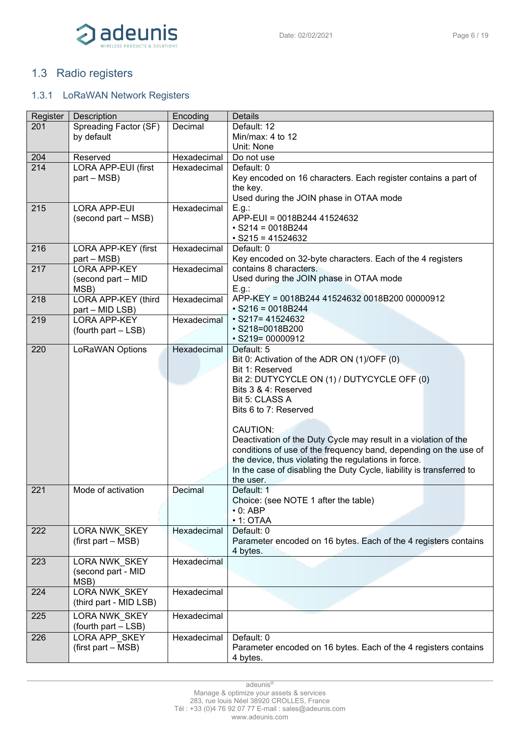## 1.3 Radio registers

### 1.3.1 LoRaWAN Network Registers

| Register | Description | Encoding | Details |
|---|---|---|---|
| 201 | Spreading Factor (SF) by default | Decimal | Default: 12<br>Min/max: 4 to 12<br>Unit: None |
| 204 | Reserved | Hexadecimal | Do not use |
| 214 | LORA APP-EUI (first part – MSB) | Hexadecimal | Default: 0<br>Key encoded on 16 characters. Each register contains a part of the key.<br>Used during the JOIN phase in OTAA mode |
| 215 | LORA APP-EUI (second part – MSB) | Hexadecimal | E.g.:<br>APP-EUI = 0018B244 41524632<br>• S214 = 0018B244<br>• S215 = 41524632 |
| 216 | LORA APP-KEY (first part – MSB) | Hexadecimal | Default: 0<br>Key encoded on 32-byte characters. Each of the 4 registers contains 8 characters.<br>Used during the JOIN phase in OTAA mode<br>E.g.:<br>APP-KEY = 0018B244 41524632 0018B200 00000912<br>• S216 = 0018B244<br>• S217= 41524632<br>• S218=0018B200<br>• S219= 00000912 |
| 217 | LORA APP-KEY (second part – MID MSB) | Hexadecimal | |
| 218 | LORA APP-KEY (third part – MID LSB) | Hexadecimal | |
| 219 | LORA APP-KEY (fourth part – LSB) | Hexadecimal | |
| 220 | LoRaWAN Options | Hexadecimal | Default: 5<br>Bit 0: Activation of the ADR ON (1)/OFF (0)<br>Bit 1: Reserved<br>Bit 2: DUTYCYCLE ON (1) / DUTYCYCLE OFF (0)<br>Bits 3 & 4: Reserved<br>Bit 5: CLASS A<br>Bits 6 to 7: Reserved<br><br>CAUTION:<br>Deactivation of the Duty Cycle may result in a violation of the conditions of use of the frequency band, depending on the use of the device, thus violating the regulations in force.<br>In the case of disabling the Duty Cycle, liability is transferred to the user. |
| 221 | Mode of activation | Decimal | Default: 1<br>Choice: (see NOTE 1 after the table)<br>• 0: ABP<br>• 1: OTAA |
| 222 | LORA NWK_SKEY (first part – MSB) | Hexadecimal | Default: 0<br>Parameter encoded on 16 bytes. Each of the 4 registers contains 4 bytes. |
| 223 | LORA NWK_SKEY (second part - MID MSB) | Hexadecimal | |
| 224 | LORA NWK_SKEY (third part - MID LSB) | Hexadecimal | |
| 225 | LORA NWK_SKEY (fourth part – LSB) | Hexadecimal | |
| 226 | LORA APP_SKEY (first part – MSB) | Hexadecimal | Default: 0<br>Parameter encoded on 16 bytes. Each of the 4 registers contains 4 bytes. |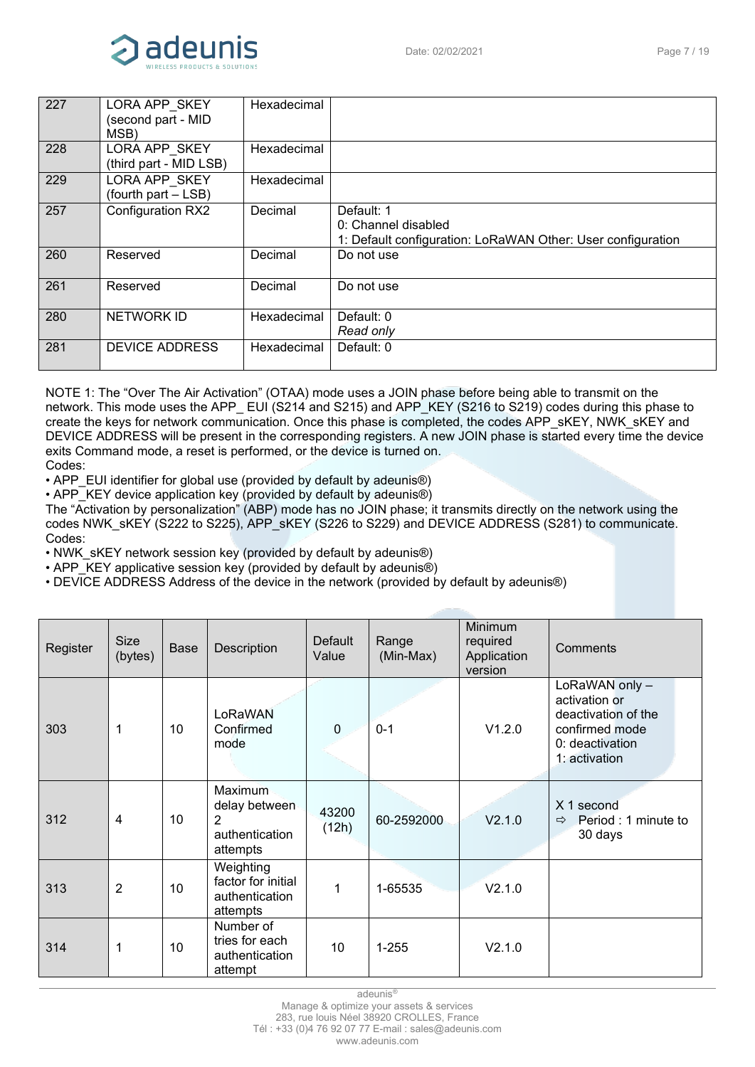| | | | |
|---|---|---|---|
| 227 | LORA APP_SKEY (second part - MID MSB) | Hexadecimal | |
| 228 | LORA APP_SKEY (third part - MID LSB) | Hexadecimal | |
| 229 | LORA APP_SKEY (fourth part – LSB) | Hexadecimal | |
| 257 | Configuration RX2 | Decimal | Default: 1<br>0: Channel disabled<br>1: Default configuration: LoRaWAN Other: User configuration |
| 260 | Reserved | Decimal | Do not use |
| 261 | Reserved | Decimal | Do not use |
| 280 | NETWORK ID | Hexadecimal | Default: 0<br>*Read only* |
| 281 | DEVICE ADDRESS | Hexadecimal | Default: 0 |

NOTE 1: The "Over The Air Activation" (OTAA) mode uses a JOIN phase before being able to transmit on the network. This mode uses the APP_ EUI (S214 and S215) and APP_KEY (S216 to S219) codes during this phase to create the keys for network communication. Once this phase is completed, the codes APP_sKEY, NWK_sKEY and DEVICE ADDRESS will be present in the corresponding registers. A new JOIN phase is started every time the device exits Command mode, a reset is performed, or the device is turned on.
Codes:

• APP_EUI identifier for global use (provided by default by adeunis®)
• APP_KEY device application key (provided by default by adeunis®)

The "Activation by personalization" (ABP) mode has no JOIN phase; it transmits directly on the network using the codes NWK_sKEY (S222 to S225), APP_sKEY (S226 to S229) and DEVICE ADDRESS (S281) to communicate.
Codes:

• NWK_sKEY network session key (provided by default by adeunis®)
• APP_KEY applicative session key (provided by default by adeunis®)
• DEVICE ADDRESS Address of the device in the network (provided by default by adeunis®)

| Register | Size (bytes) | Base | Description | Default Value | Range (Min-Max) | Minimum required Application version | Comments |
|---|---|---|---|---|---|---|---|
| 303 | 1 | 10 | LoRaWAN Confirmed mode | 0 | 0-1 | V1.2.0 | LoRaWAN only – activation or deactivation of the confirmed mode<br>0: deactivation<br>1: activation |
| 312 | 4 | 10 | Maximum delay between 2 authentication attempts | 43200 (12h) | 60-2592000 | V2.1.0 | X 1 second<br>⇨ Period : 1 minute to 30 days |
| 313 | 2 | 10 | Weighting factor for initial authentication attempts | 1 | 1-65535 | V2.1.0 | |
| 314 | 1 | 10 | Number of tries for each authentication attempt | 10 | 1-255 | V2.1.0 | |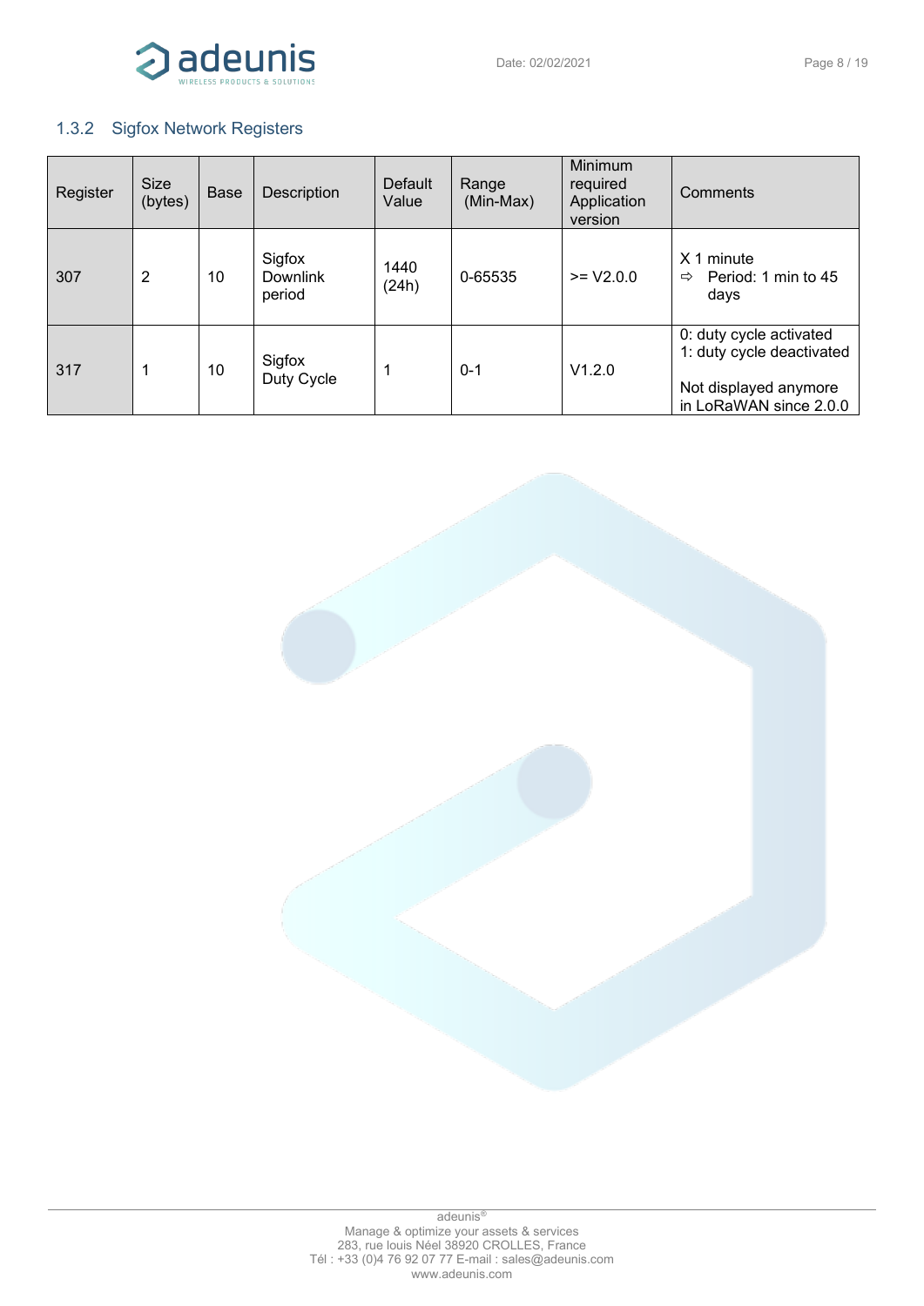### 1.3.2 Sigfox Network Registers

| Register | Size (bytes) | Base | Description | Default Value | Range (Min-Max) | Minimum required Application version | Comments |
|---|---|---|---|---|---|---|---|
| 307 | 2 | 10 | Sigfox Downlink period | 1440 (24h) | 0-65535 | >= V2.0.0 | X 1 minute<br>⇨ Period: 1 min to 45 days |
| 317 | 1 | 10 | Sigfox Duty Cycle | 1 | 0-1 | V1.2.0 | 0: duty cycle activated<br>1: duty cycle deactivated<br><br>Not displayed anymore in LoRaWAN since 2.0.0 |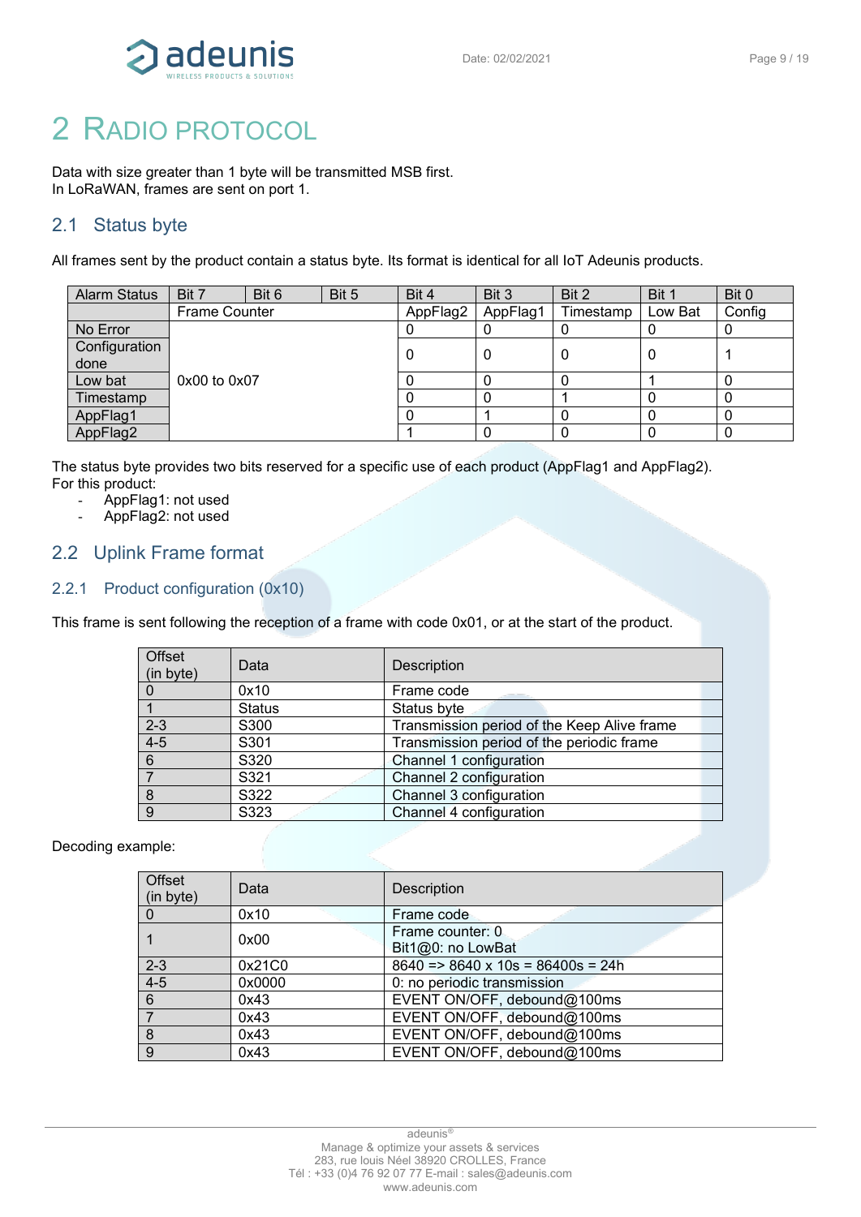// Contents:
# 2 RADIO PROTOCOL

Data with size greater than 1 byte will be transmitted MSB first.
In LoRaWAN, frames are sent on port 1.

## 2.1 Status byte

All frames sent by the product contain a status byte. Its format is identical for all IoT Adeunis products.

| Alarm Status | Bit 7 | Bit 6 | Bit 5 | Bit 4 | Bit 3 | Bit 2 | Bit 1 | Bit 0 |
|---|---|---|---|---|---|---|---|---|
| | Frame Counter | | | AppFlag2 | AppFlag1 | Timestamp | Low Bat | Config |
| No Error | 0x00 to 0x07 | | | 0 | 0 | 0 | 0 | 0 |
| Configuration done | | | | 0 | 0 | 0 | 0 | 1 |
| Low bat | | | | 0 | 0 | 0 | 1 | 0 |
| Timestamp | | | | 0 | 0 | 1 | 0 | 0 |
| AppFlag1 | | | | 0 | 1 | 0 | 0 | 0 |
| AppFlag2 | | | | 1 | 0 | 0 | 0 | 0 |

The status byte provides two bits reserved for a specific use of each product (AppFlag1 and AppFlag2).
For this product:

- AppFlag1: not used
- AppFlag2: not used

## 2.2 Uplink Frame format

### 2.2.1 Product configuration (0x10)

This frame is sent following the reception of a frame with code 0x01, or at the start of the product.

| Offset (in byte) | Data | Description |
|---|---|---|
| 0 | 0x10 | Frame code |
| 1 | Status | Status byte |
| 2-3 | S300 | Transmission period of the Keep Alive frame |
| 4-5 | S301 | Transmission period of the periodic frame |
| 6 | S320 | Channel 1 configuration |
| 7 | S321 | Channel 2 configuration |
| 8 | S322 | Channel 3 configuration |
| 9 | S323 | Channel 4 configuration |

Decoding example:

| Offset (in byte) | Data | Description |
|---|---|---|
| 0 | 0x10 | Frame code |
| 1 | 0x00 | Frame counter: 0<br>Bit1@0: no LowBat |
| 2-3 | 0x21C0 | 8640 => 8640 x 10s = 86400s = 24h |
| 4-5 | 0x0000 | 0: no periodic transmission |
| 6 | 0x43 | EVENT ON/OFF, debound@100ms |
| 7 | 0x43 | EVENT ON/OFF, debound@100ms |
| 8 | 0x43 | EVENT ON/OFF, debound@100ms |
| 9 | 0x43 | EVENT ON/OFF, debound@100ms |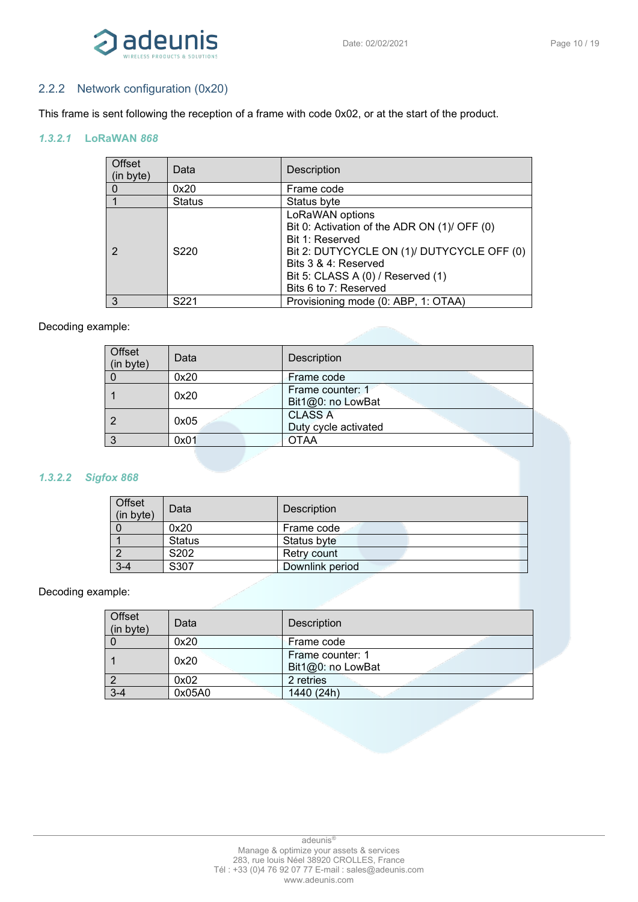## 2.2.2 Network configuration (0x20)

This frame is sent following the reception of a frame with code 0x02, or at the start of the product.

#### 1.3.2.1 LoRaWAN *868*

| Offset (in byte) | Data | Description |
|---|---|---|
| 0 | 0x20 | Frame code |
| 1 | Status | Status byte |
| 2 | S220 | LoRaWAN options<br>Bit 0: Activation of the ADR ON (1)/ OFF (0)<br>Bit 1: Reserved<br>Bit 2: DUTYCYCLE ON (1)/ DUTYCYCLE OFF (0)<br>Bits 3 & 4: Reserved<br>Bit 5: CLASS A (0) / Reserved (1)<br>Bits 6 to 7: Reserved |
| 3 | S221 | Provisioning mode (0: ABP, 1: OTAA) |

Decoding example:

| Offset (in byte) | Data | Description |
|---|---|---|
| 0 | 0x20 | Frame code |
| 1 | 0x20 | Frame counter: 1<br>Bit1@0: no LowBat |
| 2 | 0x05 | CLASS A<br>Duty cycle activated |
| 3 | 0x01 | OTAA |

#### *1.3.2.2 Sigfox 868*

| Offset (in byte) | Data | Description |
|---|---|---|
| 0 | 0x20 | Frame code |
| 1 | Status | Status byte |
| 2 | S202 | Retry count |
| 3-4 | S307 | Downlink period |

Decoding example:

| Offset (in byte) | Data | Description |
|---|---|---|
| 0 | 0x20 | Frame code |
| 1 | 0x20 | Frame counter: 1<br>Bit1@0: no LowBat |
| 2 | 0x02 | 2 retries |
| 3-4 | 0x05A0 | 1440 (24h) |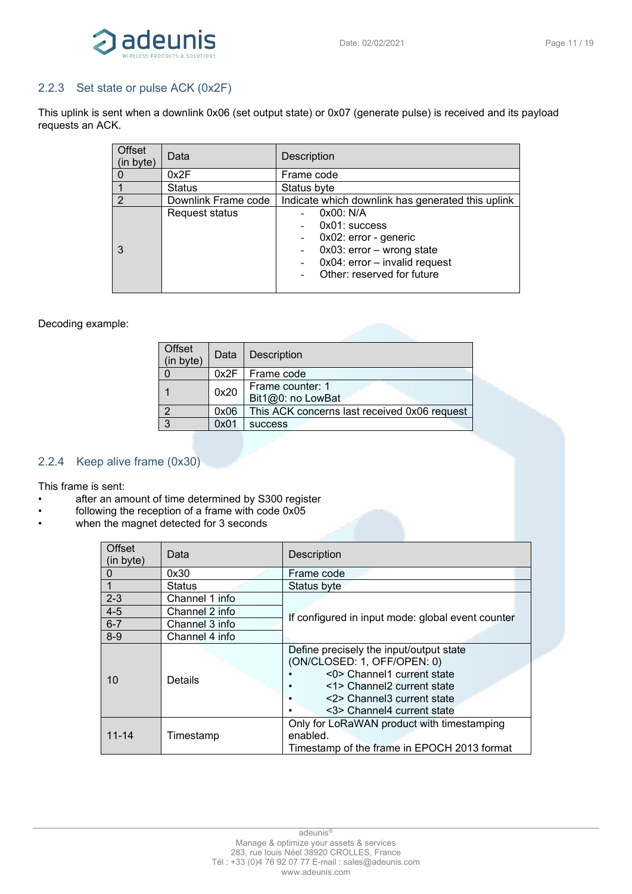### 2.2.3 Set state or pulse ACK (0x2F)

This uplink is sent when a downlink 0x06 (set output state) or 0x07 (generate pulse) is received and its payload requests an ACK.

| Offset (in byte) | Data | Description |
|---|---|---|
| 0 | 0x2F | Frame code |
| 1 | Status | Status byte |
| 2 | Downlink Frame code | Indicate which downlink has generated this uplink |
| 3 | Request status | - 0x00: N/A<br>- 0x01: success<br>- 0x02: error - generic<br>- 0x03: error – wrong state<br>- 0x04: error – invalid request<br>- Other: reserved for future |

Decoding example:

| Offset (in byte) | Data | Description |
|---|---|---|
| 0 | 0x2F | Frame code |
| 1 | 0x20 | Frame counter: 1<br>Bit1@0: no LowBat |
| 2 | 0x06 | This ACK concerns last received 0x06 request |
| 3 | 0x01 | success |

### 2.2.4 Keep alive frame (0x30)

This frame is sent:

- after an amount of time determined by S300 register
- following the reception of a frame with code 0x05
- when the magnet detected for 3 seconds

| Offset (in byte) | Data | Description |
|---|---|---|
| 0 | 0x30 | Frame code |
| 1 | Status | Status byte |
| 2-3 | Channel 1 info | If configured in input mode: global event counter |
| 4-5 | Channel 2 info | |
| 6-7 | Channel 3 info | |
| 8-9 | Channel 4 info | |
| 10 | Details | Define precisely the input/output state (ON/CLOSED: 1, OFF/OPEN: 0)<br>• <0> Channel1 current state<br>• <1> Channel2 current state<br>• <2> Channel3 current state<br>• <3> Channel4 current state |
| 11-14 | Timestamp | Only for LoRaWAN product with timestamping enabled.<br>Timestamp of the frame in EPOCH 2013 format |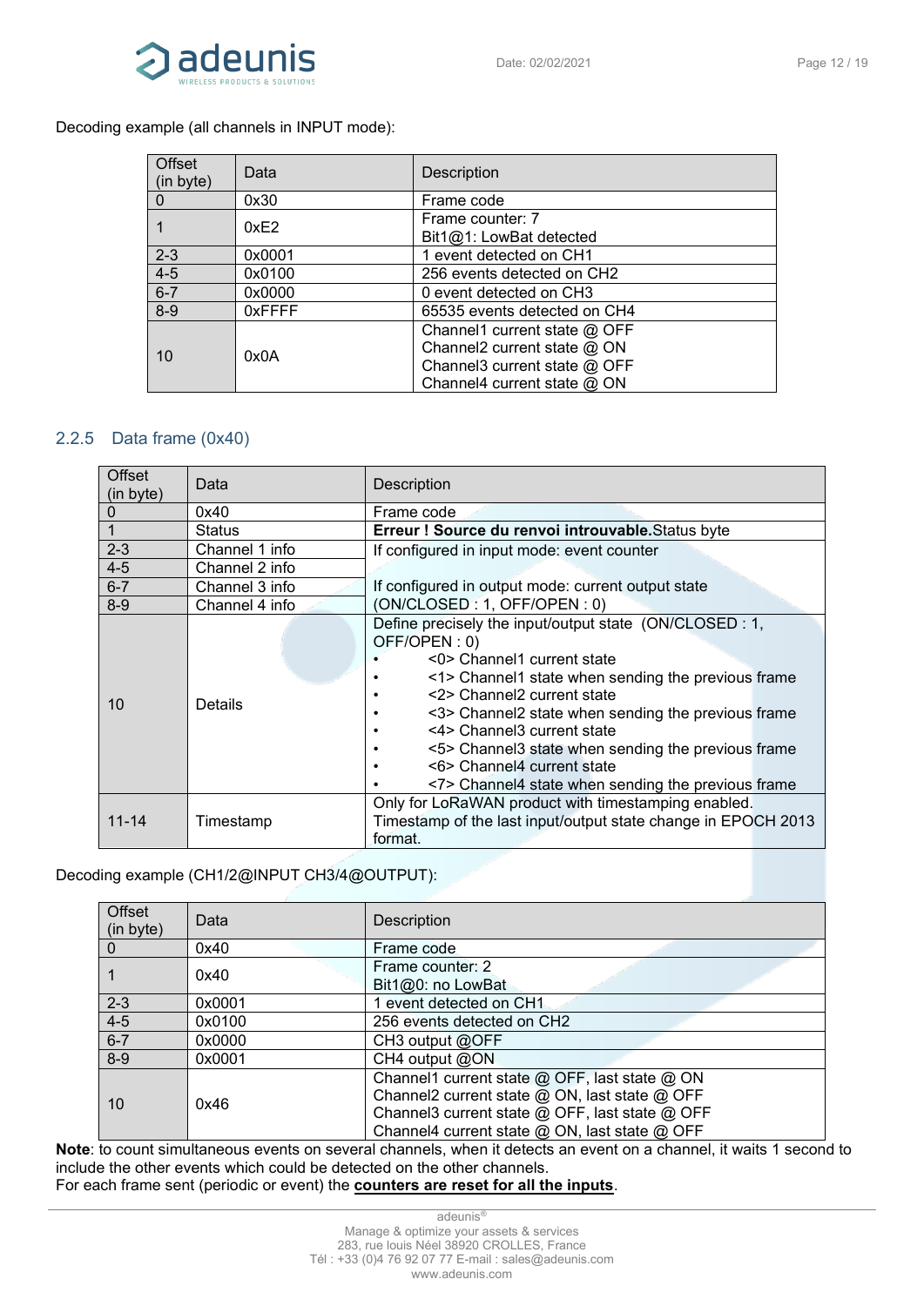Decoding example (all channels in INPUT mode):

| Offset (in byte) | Data | Description |
|---|---|---|
| 0 | 0x30 | Frame code |
| 1 | 0xE2 | Frame counter: 7<br>Bit1@1: LowBat detected |
| 2-3 | 0x0001 | 1 event detected on CH1 |
| 4-5 | 0x0100 | 256 events detected on CH2 |
| 6-7 | 0x0000 | 0 event detected on CH3 |
| 8-9 | 0xFFFF | 65535 events detected on CH4 |
| 10 | 0x0A | Channel1 current state @ OFF<br>Channel2 current state @ ON<br>Channel3 current state @ OFF<br>Channel4 current state @ ON |

### 2.2.5 Data frame (0x40)

| Offset (in byte) | Data | Description |
|---|---|---|
| 0 | 0x40 | Frame code |
| 1 | Status | **Erreur ! Source du renvoi introuvable.**Status byte |
| 2-3 | Channel 1 info | If configured in input mode: event counter<br><br>If configured in output mode: current output state (ON/CLOSED : 1, OFF/OPEN : 0) |
| 4-5 | Channel 2 info | |
| 6-7 | Channel 3 info | |
| 8-9 | Channel 4 info | |
| 10 | Details | Define precisely the input/output state (ON/CLOSED : 1, OFF/OPEN : 0)<br>• <0> Channel1 current state<br>• <1> Channel1 state when sending the previous frame<br>• <2> Channel2 current state<br>• <3> Channel2 state when sending the previous frame<br>• <4> Channel3 current state<br>• <5> Channel3 state when sending the previous frame<br>• <6> Channel4 current state<br>• <7> Channel4 state when sending the previous frame |
| 11-14 | Timestamp | Only for LoRaWAN product with timestamping enabled.<br>Timestamp of the last input/output state change in EPOCH 2013 format. |

Decoding example (CH1/2@INPUT CH3/4@OUTPUT):

| Offset (in byte) | Data | Description |
|---|---|---|
| 0 | 0x40 | Frame code |
| 1 | 0x40 | Frame counter: 2<br>Bit1@0: no LowBat |
| 2-3 | 0x0001 | 1 event detected on CH1 |
| 4-5 | 0x0100 | 256 events detected on CH2 |
| 6-7 | 0x0000 | CH3 output @OFF |
| 8-9 | 0x0001 | CH4 output @ON |
| 10 | 0x46 | Channel1 current state @ OFF, last state @ ON<br>Channel2 current state @ ON, last state @ OFF<br>Channel3 current state @ OFF, last state @ OFF<br>Channel4 current state @ ON, last state @ OFF |

**Note**: to count simultaneous events on several channels, when it detects an event on a channel, it waits 1 second to include the other events which could be detected on the other channels.
For each frame sent (periodic or event) the **counters are reset for all the inputs**.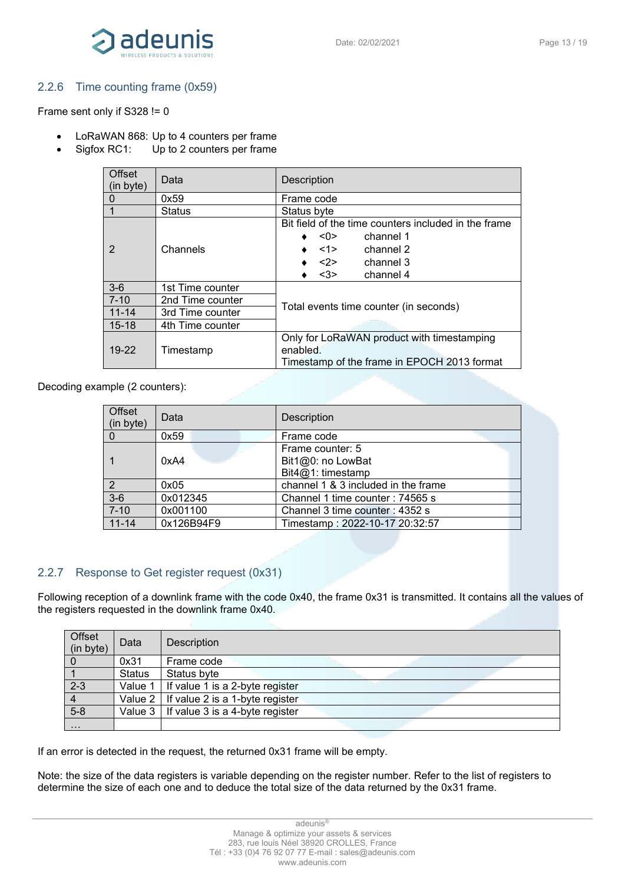## 2.2.6 Time counting frame (0x59)

Frame sent only if S328 != 0

- LoRaWAN 868: Up to 4 counters per frame
- Sigfox RC1: Up to 2 counters per frame

| Offset (in byte) | Data | Description |
|---|---|---|
| 0 | 0x59 | Frame code |
| 1 | Status | Status byte |
| 2 | Channels | Bit field of the time counters included in the frame<br>♦ <0> channel 1<br>♦ <1> channel 2<br>♦ <2> channel 3<br>♦ <3> channel 4 |
| 3-6 | 1st Time counter | Total events time counter (in seconds) |
| 7-10 | 2nd Time counter | |
| 11-14 | 3rd Time counter | |
| 15-18 | 4th Time counter | |
| 19-22 | Timestamp | Only for LoRaWAN product with timestamping enabled.<br>Timestamp of the frame in EPOCH 2013 format |

Decoding example (2 counters):

| Offset (in byte) | Data | Description |
|---|---|---|
| 0 | 0x59 | Frame code |
| 1 | 0xA4 | Frame counter: 5<br>Bit1@0: no LowBat<br>Bit4@1: timestamp |
| 2 | 0x05 | channel 1 & 3 included in the frame |
| 3-6 | 0x012345 | Channel 1 time counter : 74565 s |
| 7-10 | 0x001100 | Channel 3 time counter : 4352 s |
| 11-14 | 0x126B94F9 | Timestamp : 2022-10-17 20:32:57 |

## 2.2.7 Response to Get register request (0x31)

Following reception of a downlink frame with the code 0x40, the frame 0x31 is transmitted. It contains all the values of the registers requested in the downlink frame 0x40.

| Offset (in byte) | Data | Description |
|---|---|---|
| 0 | 0x31 | Frame code |
| 1 | Status | Status byte |
| 2-3 | Value 1 | If value 1 is a 2-byte register |
| 4 | Value 2 | If value 2 is a 1-byte register |
| 5-8 | Value 3 | If value 3 is a 4-byte register |
| … | | |

If an error is detected in the request, the returned 0x31 frame will be empty.

Note: the size of the data registers is variable depending on the register number. Refer to the list of registers to determine the size of each one and to deduce the total size of the data returned by the 0x31 frame.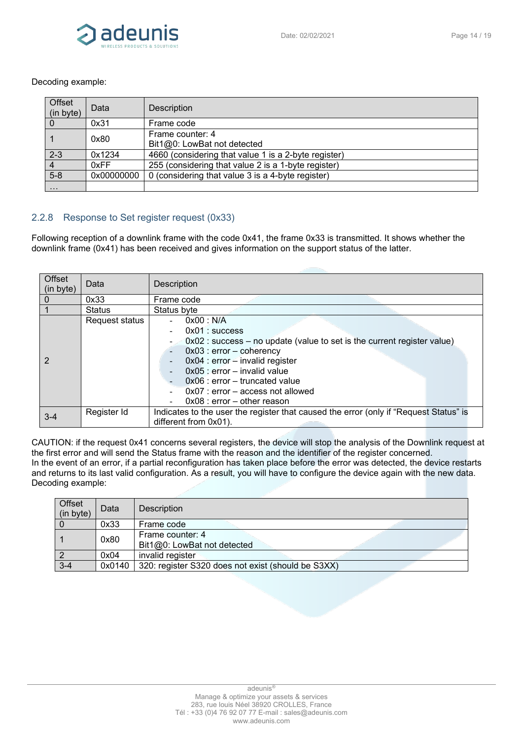Decoding example:

| Offset (in byte) | Data | Description |
|---|---|---|
| 0 | 0x31 | Frame code |
| 1 | 0x80 | Frame counter: 4<br>Bit1@0: LowBat not detected |
| 2-3 | 0x1234 | 4660 (considering that value 1 is a 2-byte register) |
| 4 | 0xFF | 255 (considering that value 2 is a 1-byte register) |
| 5-8 | 0x00000000 | 0 (considering that value 3 is a 4-byte register) |
| … | | |

### 2.2.8 Response to Set register request (0x33)

Following reception of a downlink frame with the code 0x41, the frame 0x33 is transmitted. It shows whether the downlink frame (0x41) has been received and gives information on the support status of the latter.

| Offset (in byte) | Data | Description |
|---|---|---|
| 0 | 0x33 | Frame code |
| 1 | Status | Status byte |
| 2 | Request status | - 0x00 : N/A<br>- 0x01 : success<br>- 0x02 : success – no update (value to set is the current register value)<br>- 0x03 : error – coherency<br>- 0x04 : error – invalid register<br>- 0x05 : error – invalid value<br>- 0x06 : error – truncated value<br>- 0x07 : error – access not allowed<br>- 0x08 : error – other reason |
| 3-4 | Register Id | Indicates to the user the register that caused the error (only if "Request Status" is different from 0x01). |

CAUTION: if the request 0x41 concerns several registers, the device will stop the analysis of the Downlink request at the first error and will send the Status frame with the reason and the identifier of the register concerned.
In the event of an error, if a partial reconfiguration has taken place before the error was detected, the device restarts and returns to its last valid configuration. As a result, you will have to configure the device again with the new data.
Decoding example:

| Offset (in byte) | Data | Description |
|---|---|---|
| 0 | 0x33 | Frame code |
| 1 | 0x80 | Frame counter: 4<br>Bit1@0: LowBat not detected |
| 2 | 0x04 | invalid register |
| 3-4 | 0x0140 | 320: register S320 does not exist (should be S3XX) |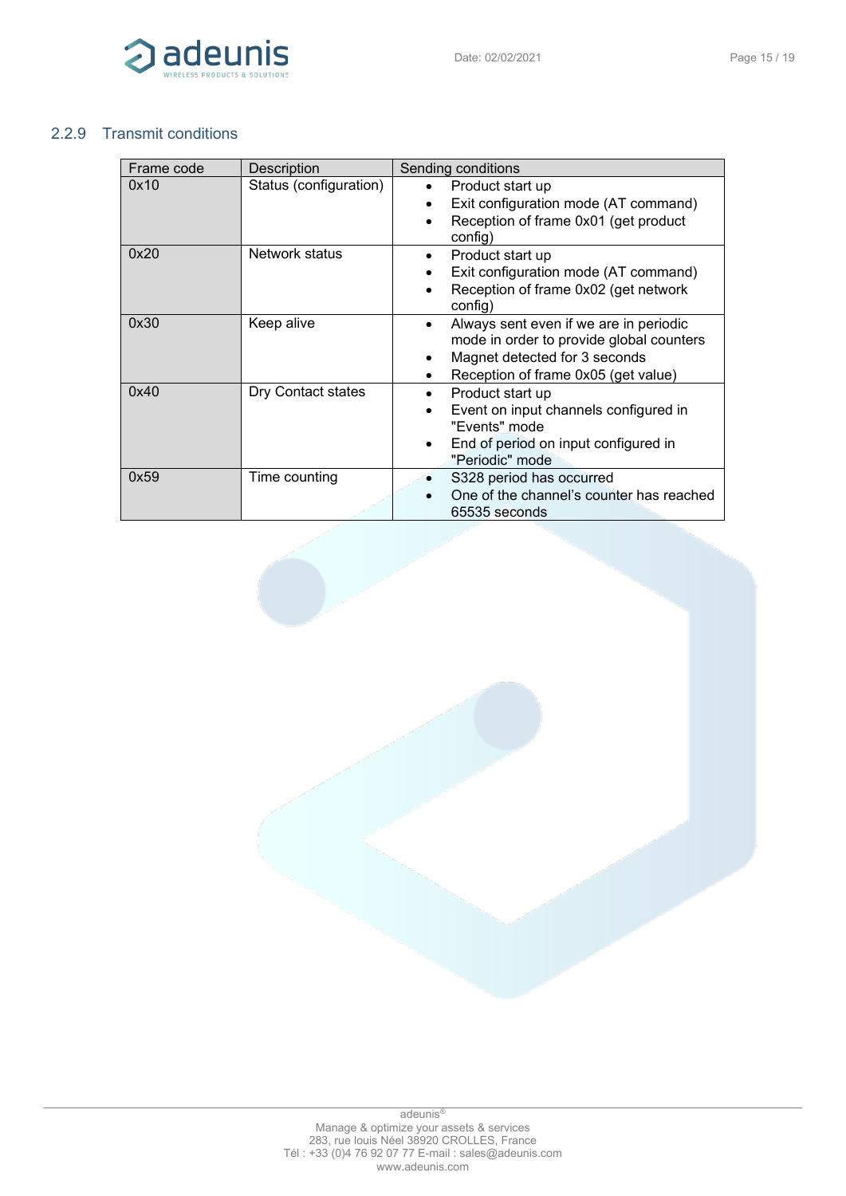### 2.2.9 Transmit conditions

| Frame code | Description | Sending conditions |
|---|---|---|
| 0x10 | Status (configuration) | • Product start up<br>• Exit configuration mode (AT command)<br>• Reception of frame 0x01 (get product config) |
| 0x20 | Network status | • Product start up<br>• Exit configuration mode (AT command)<br>• Reception of frame 0x02 (get network config) |
| 0x30 | Keep alive | • Always sent even if we are in periodic mode in order to provide global counters<br>• Magnet detected for 3 seconds<br>• Reception of frame 0x05 (get value) |
| 0x40 | Dry Contact states | • Product start up<br>• Event on input channels configured in "Events" mode<br>• End of period on input configured in "Periodic" mode |
| 0x59 | Time counting | • S328 period has occurred<br>• One of the channel's counter has reached 65535 seconds |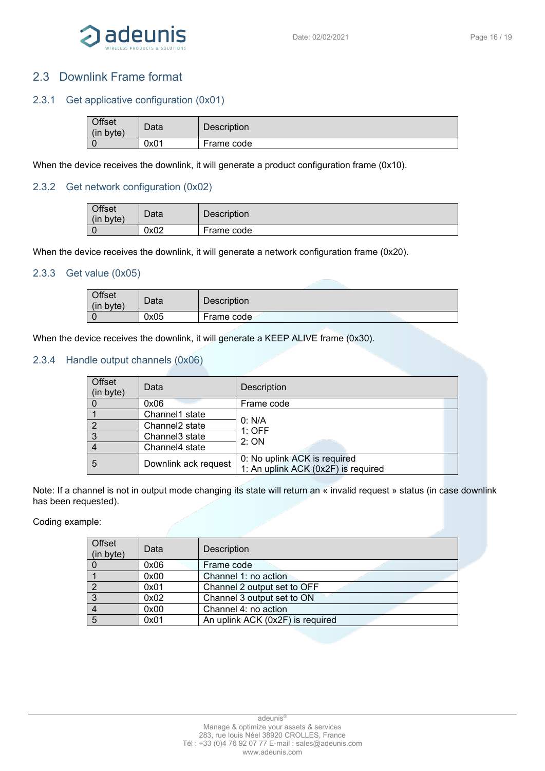## 2.3 Downlink Frame format

### 2.3.1 Get applicative configuration (0x01)

| Offset (in byte) | Data | Description |
|---|---|---|
| 0 | 0x01 | Frame code |

When the device receives the downlink, it will generate a product configuration frame (0x10).

### 2.3.2 Get network configuration (0x02)

| Offset (in byte) | Data | Description |
|---|---|---|
| 0 | 0x02 | Frame code |

When the device receives the downlink, it will generate a network configuration frame (0x20).

### 2.3.3 Get value (0x05)

| Offset (in byte) | Data | Description |
|---|---|---|
| 0 | 0x05 | Frame code |

When the device receives the downlink, it will generate a KEEP ALIVE frame (0x30).

### 2.3.4 Handle output channels (0x06)

| Offset (in byte) | Data | Description |
|---|---|---|
| 0 | 0x06 | Frame code |
| 1 | Channel1 state | 0: N/A<br>1: OFF<br>2: ON |
| 2 | Channel2 state | |
| 3 | Channel3 state | |
| 4 | Channel4 state | |
| 5 | Downlink ack request | 0: No uplink ACK is required<br>1: An uplink ACK (0x2F) is required |

Note: If a channel is not in output mode changing its state will return an « invalid request » status (in case downlink has been requested).

Coding example:

| Offset (in byte) | Data | Description |
|---|---|---|
| 0 | 0x06 | Frame code |
| 1 | 0x00 | Channel 1: no action |
| 2 | 0x01 | Channel 2 output set to OFF |
| 3 | 0x02 | Channel 3 output set to ON |
| 4 | 0x00 | Channel 4: no action |
| 5 | 0x01 | An uplink ACK (0x2F) is required |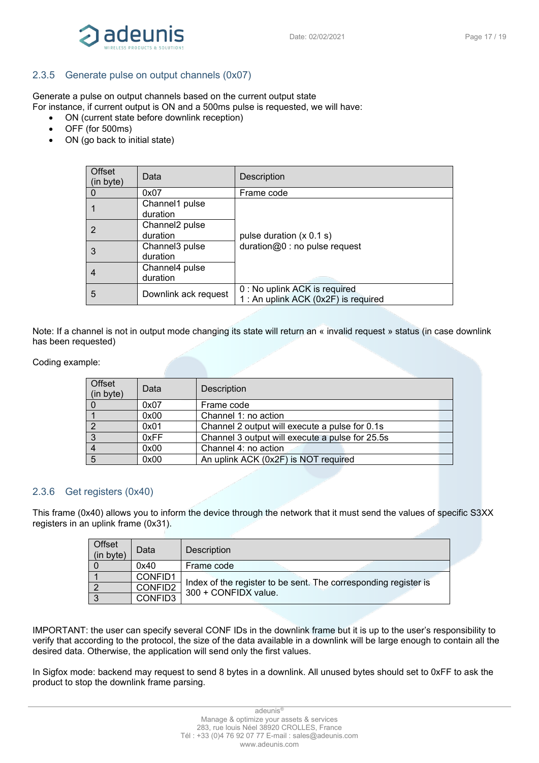### 2.3.5 Generate pulse on output channels (0x07)

Generate a pulse on output channels based on the current output state
For instance, if current output is ON and a 500ms pulse is requested, we will have:

- ON (current state before downlink reception)
- OFF (for 500ms)
- ON (go back to initial state)

| Offset (in byte) | Data | Description |
|---|---|---|
| 0 | 0x07 | Frame code |
| 1 | Channel1 pulse duration | pulse duration (x 0.1 s)<br>duration@0 : no pulse request |
| 2 | Channel2 pulse duration | |
| 3 | Channel3 pulse duration | |
| 4 | Channel4 pulse duration | |
| 5 | Downlink ack request | 0 : No uplink ACK is required<br>1 : An uplink ACK (0x2F) is required |

Note: If a channel is not in output mode changing its state will return an « invalid request » status (in case downlink has been requested)

Coding example:

| Offset (in byte) | Data | Description |
|---|---|---|
| 0 | 0x07 | Frame code |
| 1 | 0x00 | Channel 1: no action |
| 2 | 0x01 | Channel 2 output will execute a pulse for 0.1s |
| 3 | 0xFF | Channel 3 output will execute a pulse for 25.5s |
| 4 | 0x00 | Channel 4: no action |
| 5 | 0x00 | An uplink ACK (0x2F) is NOT required |

### 2.3.6 Get registers (0x40)

This frame (0x40) allows you to inform the device through the network that it must send the values of specific S3XX registers in an uplink frame (0x31).

| Offset (in byte) | Data | Description |
|---|---|---|
| 0 | 0x40 | Frame code |
| 1 | CONFID1 | Index of the register to be sent. The corresponding register is 300 + CONFIDX value. |
| 2 | CONFID2 | |
| 3 | CONFID3 | |

IMPORTANT: the user can specify several CONF IDs in the downlink frame but it is up to the user's responsibility to verify that according to the protocol, the size of the data available in a downlink will be large enough to contain all the desired data. Otherwise, the application will send only the first values.

In Sigfox mode: backend may request to send 8 bytes in a downlink. All unused bytes should set to 0xFF to ask the product to stop the downlink frame parsing.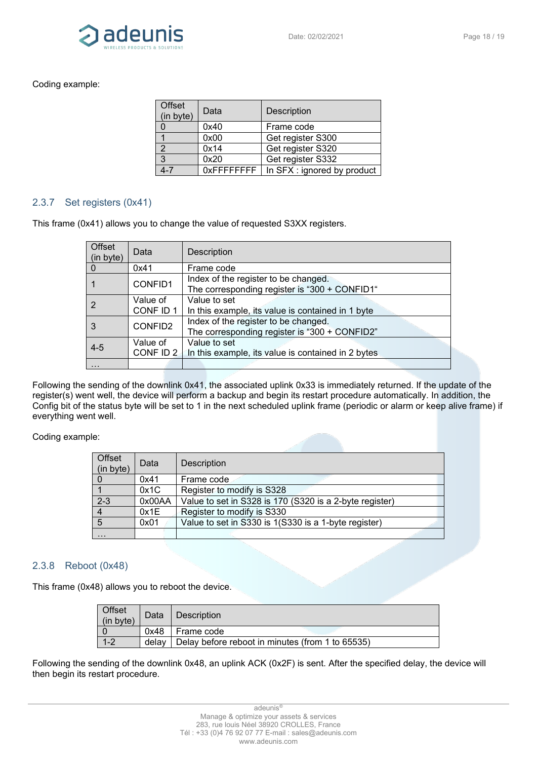Coding example:

| Offset (in byte) | Data | Description |
|---|---|---|
| 0 | 0x40 | Frame code |
| 1 | 0x00 | Get register S300 |
| 2 | 0x14 | Get register S320 |
| 3 | 0x20 | Get register S332 |
| 4-7 | 0xFFFFFFFF | In SFX : ignored by product |

### 2.3.7 Set registers (0x41)

This frame (0x41) allows you to change the value of requested S3XX registers.

| Offset (in byte) | Data | Description |
|---|---|---|
| 0 | 0x41 | Frame code |
| 1 | CONFID1 | Index of the register to be changed. The corresponding register is "300 + CONFID1" |
| 2 | Value of CONF ID 1 | Value to set In this example, its value is contained in 1 byte |
| 3 | CONFID2 | Index of the register to be changed. The corresponding register is "300 + CONFID2" |
| 4-5 | Value of CONF ID 2 | Value to set In this example, its value is contained in 2 bytes |
| … | | |

Following the sending of the downlink 0x41, the associated uplink 0x33 is immediately returned. If the update of the register(s) went well, the device will perform a backup and begin its restart procedure automatically. In addition, the Config bit of the status byte will be set to 1 in the next scheduled uplink frame (periodic or alarm or keep alive frame) if everything went well.

Coding example:

| Offset (in byte) | Data | Description |
|---|---|---|
| 0 | 0x41 | Frame code |
| 1 | 0x1C | Register to modify is S328 |
| 2-3 | 0x00AA | Value to set in S328 is 170 (S320 is a 2-byte register) |
| 4 | 0x1E | Register to modify is S330 |
| 5 | 0x01 | Value to set in S330 is 1(S330 is a 1-byte register) |
| … | | |

### 2.3.8 Reboot (0x48)

This frame (0x48) allows you to reboot the device.

| Offset (in byte) | Data | Description |
|---|---|---|
| 0 | 0x48 | Frame code |
| 1-2 | delay | Delay before reboot in minutes (from 1 to 65535) |

Following the sending of the downlink 0x48, an uplink ACK (0x2F) is sent. After the specified delay, the device will then begin its restart procedure.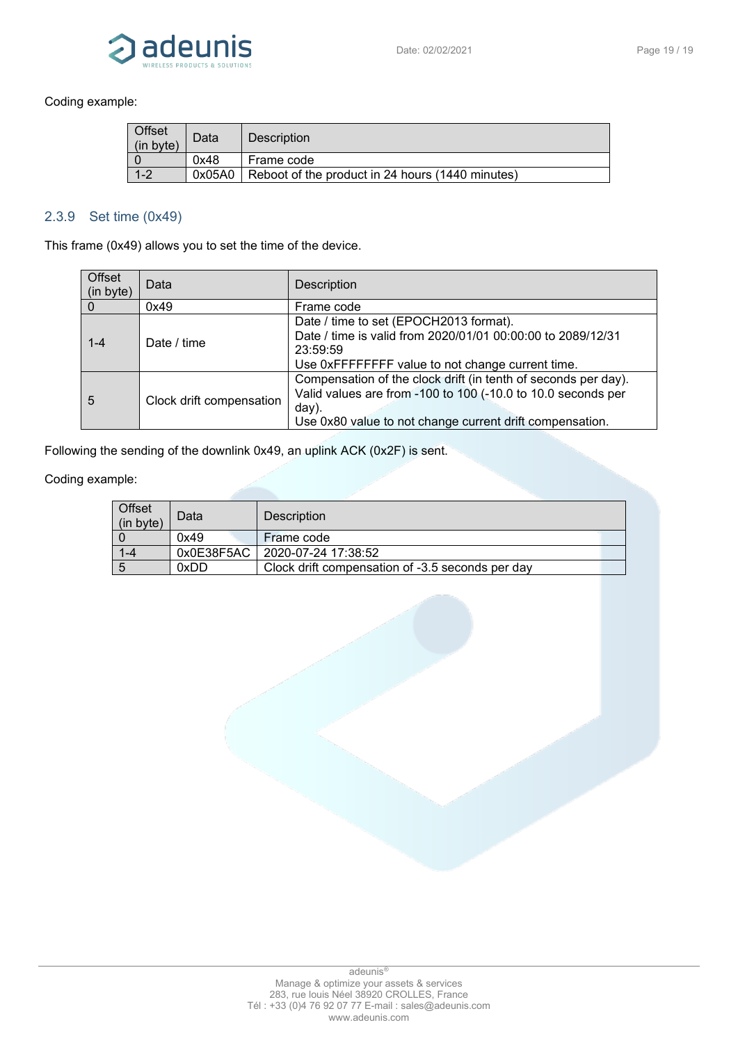Coding example:

| Offset (in byte) | Data | Description |
|---|---|---|
| 0 | 0x48 | Frame code |
| 1-2 | 0x05A0 | Reboot of the product in 24 hours (1440 minutes) |

### 2.3.9 Set time (0x49)

This frame (0x49) allows you to set the time of the device.

| Offset (in byte) | Data | Description |
|---|---|---|
| 0 | 0x49 | Frame code |
| 1-4 | Date / time | Date / time to set (EPOCH2013 format).<br>Date / time is valid from 2020/01/01 00:00:00 to 2089/12/31 23:59:59<br>Use 0xFFFFFFFF value to not change current time. |
| 5 | Clock drift compensation | Compensation of the clock drift (in tenth of seconds per day).<br>Valid values are from -100 to 100 (-10.0 to 10.0 seconds per day).<br>Use 0x80 value to not change current drift compensation. |

Following the sending of the downlink 0x49, an uplink ACK (0x2F) is sent.

Coding example:

| Offset (in byte) | Data | Description |
|---|---|---|
| 0 | 0x49 | Frame code |
| 1-4 | 0x0E38F5AC | 2020-07-24 17:38:52 |
| 5 | 0xDD | Clock drift compensation of -3.5 seconds per day |